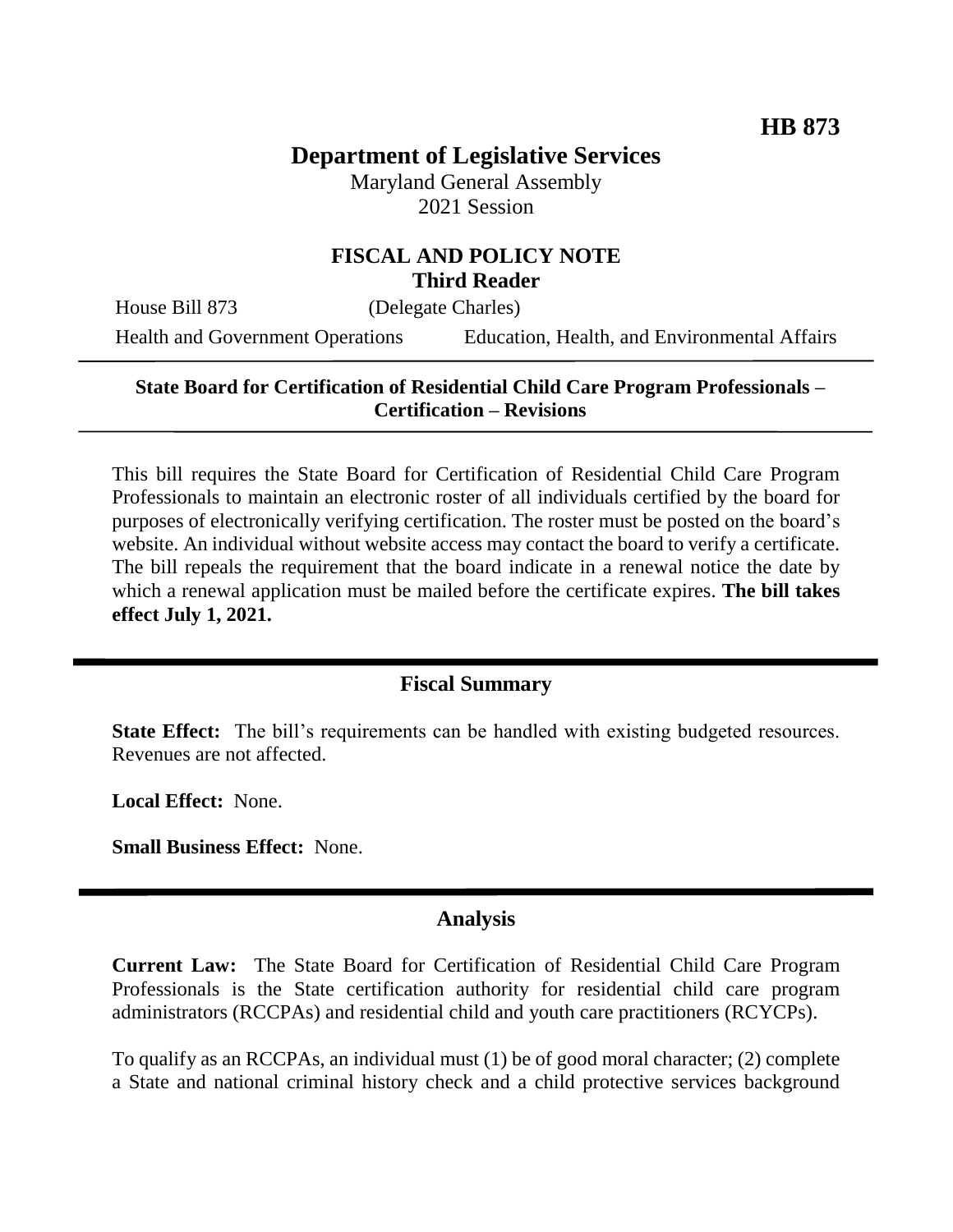**HB 873**

# Department of Legislative Services

Maryland General Assembly
2021 Session

## FISCAL AND POLICY NOTE
**Third Reader**

House Bill 873 (Delegate Charles)

Health and Government Operations Education, Health, and Environmental Affairs

---

**State Board for Certification of Residential Child Care Program Professionals – Certification – Revisions**

---

This bill requires the State Board for Certification of Residential Child Care Program Professionals to maintain an electronic roster of all individuals certified by the board for purposes of electronically verifying certification. The roster must be posted on the board's website. An individual without website access may contact the board to verify a certificate. The bill repeals the requirement that the board indicate in a renewal notice the date by which a renewal application must be mailed before the certificate expires. **The bill takes effect July 1, 2021.**

---

## Fiscal Summary

**State Effect:** The bill's requirements can be handled with existing budgeted resources. Revenues are not affected.

**Local Effect:** None.

**Small Business Effect:** None.

---

## Analysis

**Current Law:** The State Board for Certification of Residential Child Care Program Professionals is the State certification authority for residential child care program administrators (RCCPAs) and residential child and youth care practitioners (RCYCPs).

To qualify as an RCCPAs, an individual must (1) be of good moral character; (2) complete a State and national criminal history check and a child protective services background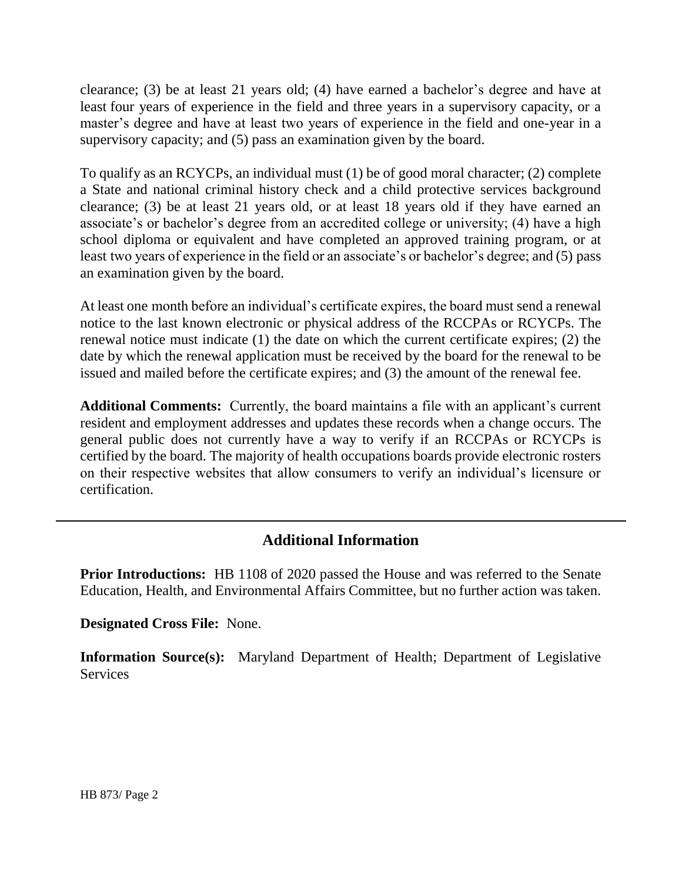clearance; (3) be at least 21 years old; (4) have earned a bachelor's degree and have at least four years of experience in the field and three years in a supervisory capacity, or a master's degree and have at least two years of experience in the field and one-year in a supervisory capacity; and (5) pass an examination given by the board.

To qualify as an RCYCPs, an individual must (1) be of good moral character; (2) complete a State and national criminal history check and a child protective services background clearance; (3) be at least 21 years old, or at least 18 years old if they have earned an associate's or bachelor's degree from an accredited college or university; (4) have a high school diploma or equivalent and have completed an approved training program, or at least two years of experience in the field or an associate's or bachelor's degree; and (5) pass an examination given by the board.

At least one month before an individual's certificate expires, the board must send a renewal notice to the last known electronic or physical address of the RCCPAs or RCYCPs. The renewal notice must indicate (1) the date on which the current certificate expires; (2) the date by which the renewal application must be received by the board for the renewal to be issued and mailed before the certificate expires; and (3) the amount of the renewal fee.

**Additional Comments:** Currently, the board maintains a file with an applicant's current resident and employment addresses and updates these records when a change occurs. The general public does not currently have a way to verify if an RCCPAs or RCYCPs is certified by the board. The majority of health occupations boards provide electronic rosters on their respective websites that allow consumers to verify an individual's licensure or certification.

---

## Additional Information

**Prior Introductions:** HB 1108 of 2020 passed the House and was referred to the Senate Education, Health, and Environmental Affairs Committee, but no further action was taken.

**Designated Cross File:** None.

**Information Source(s):** Maryland Department of Health; Department of Legislative Services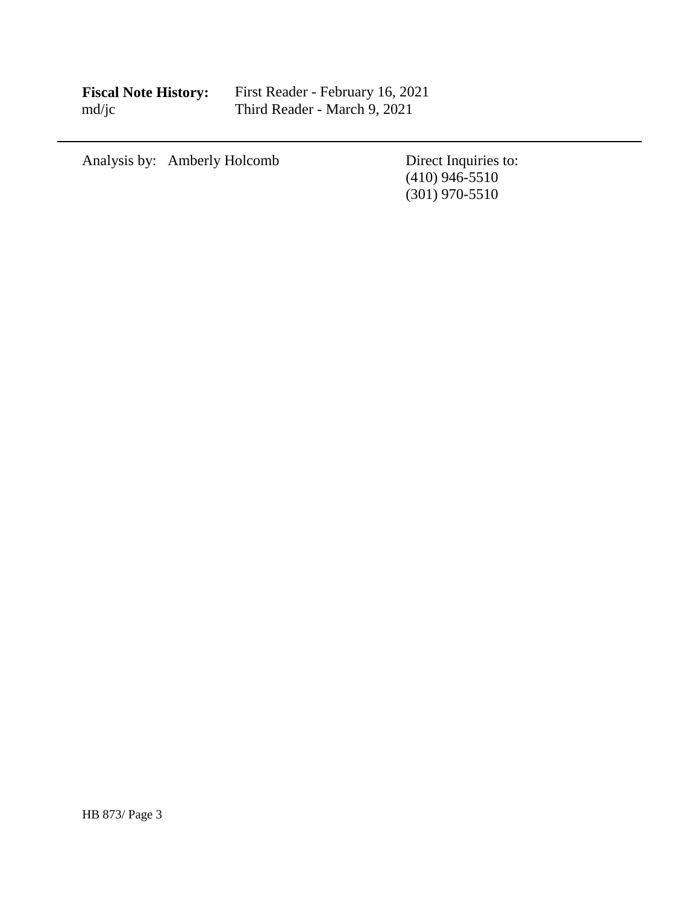**Fiscal Note History:** First Reader - February 16, 2021
md/jc Third Reader - March 9, 2021

---

Analysis by: Amberly Holcomb

Direct Inquiries to:
(410) 946-5510
(301) 970-5510